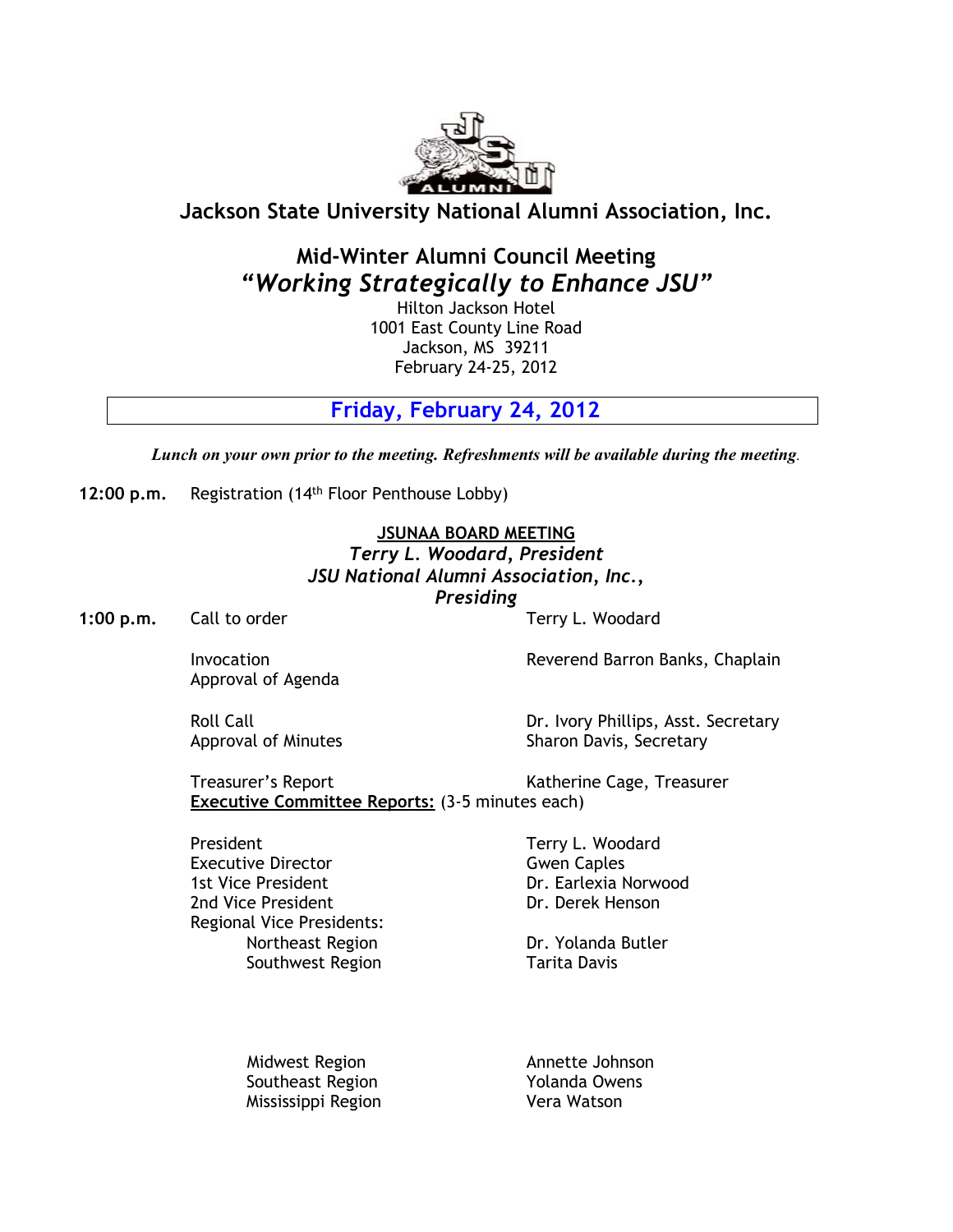# Jackson State University National Alumni Association, Inc.

## Mid-Winter Alumni Council Meeting

## *"Working Strategically to Enhance JSU"*

Hilton Jackson Hotel
1001 East County Line Road
Jackson, MS 39211
February 24-25, 2012

## Friday, February 24, 2012

***Lunch on your own prior to the meeting. Refreshments will be available during the meeting.***

**12:00 p.m.** Registration (14th Floor Penthouse Lobby)

**JSUNAA BOARD MEETING**
***Terry L. Woodard, President***
***JSU National Alumni Association, Inc.,***
***Presiding***

| | | |
|---|---|---|
| **1:00 p.m.** | Call to order | Terry L. Woodard |
| | Invocation | Reverend Barron Banks, Chaplain |
| | Approval of Agenda | |
| | Roll Call | Dr. Ivory Phillips, Asst. Secretary |
| | Approval of Minutes | Sharon Davis, Secretary |
| | Treasurer's Report | Katherine Cage, Treasurer |

**Executive Committee Reports:** (3-5 minutes each)

| | |
|---|---|
| President | Terry L. Woodard |
| Executive Director | Gwen Caples |
| 1st Vice President | Dr. Earlexia Norwood |
| 2nd Vice President | Dr. Derek Henson |
| Regional Vice Presidents: | |
| Northeast Region | Dr. Yolanda Butler |
| Southwest Region | Tarita Davis |
| Midwest Region | Annette Johnson |
| Southeast Region | Yolanda Owens |
| Mississippi Region | Vera Watson |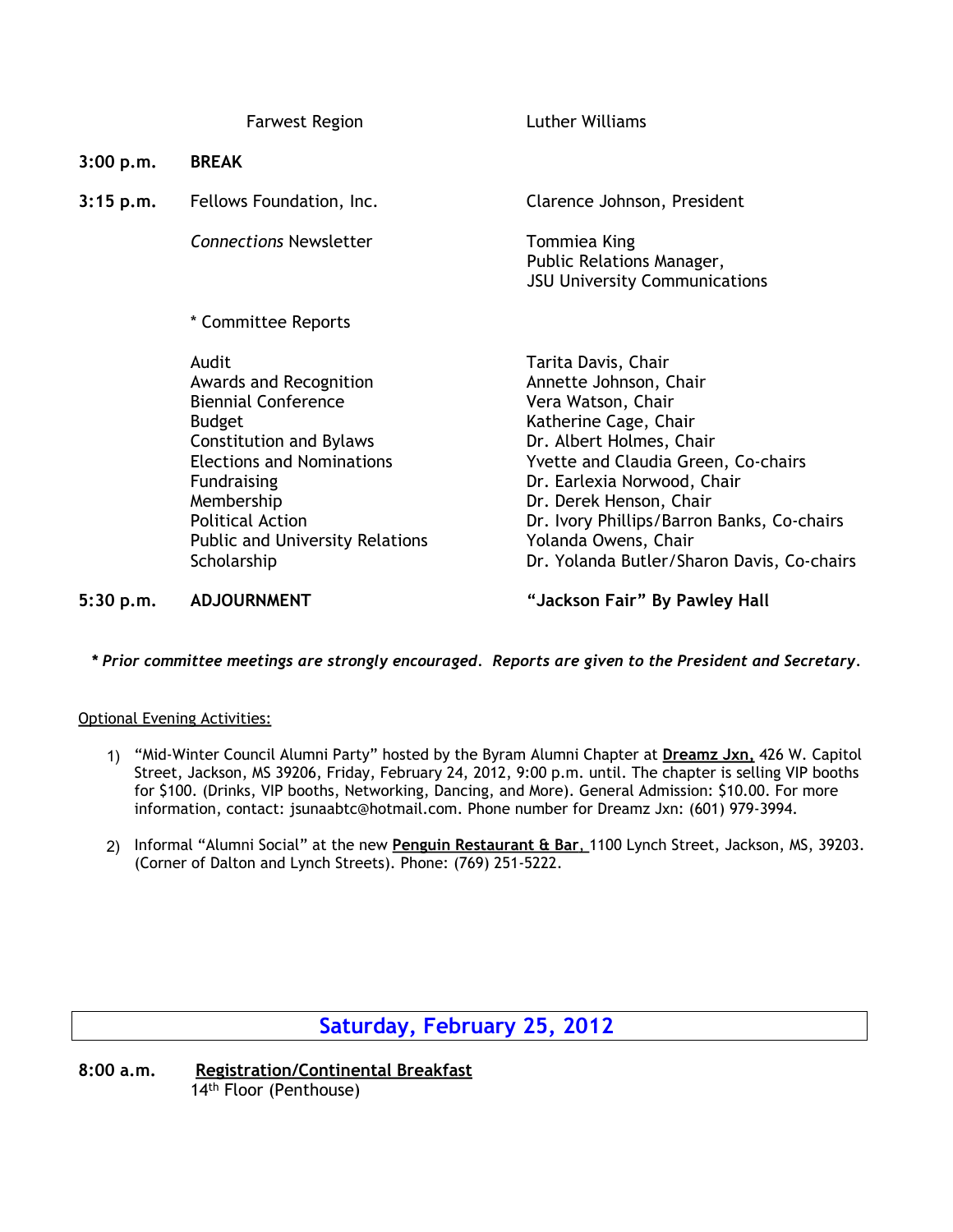| | | |
|---|---|---|
| | Farwest Region | Luther Williams |
| **3:00 p.m.** | **BREAK** | |
| **3:15 p.m.** | Fellows Foundation, Inc. | Clarence Johnson, President |
| | *Connections* Newsletter | Tommiea King<br>Public Relations Manager,<br>JSU University Communications |
| | * Committee Reports | |
| | Audit | Tarita Davis, Chair |
| | Awards and Recognition | Annette Johnson, Chair |
| | Biennial Conference | Vera Watson, Chair |
| | Budget | Katherine Cage, Chair |
| | Constitution and Bylaws | Dr. Albert Holmes, Chair |
| | Elections and Nominations | Yvette and Claudia Green, Co-chairs |
| | Fundraising | Dr. Earlexia Norwood, Chair |
| | Membership | Dr. Derek Henson, Chair |
| | Political Action | Dr. Ivory Phillips/Barron Banks, Co-chairs |
| | Public and University Relations | Yolanda Owens, Chair |
| | Scholarship | Dr. Yolanda Butler/Sharon Davis, Co-chairs |
| **5:30 p.m.** | **ADJOURNMENT** | **"Jackson Fair" By Pawley Hall** |

***\* Prior committee meetings are strongly encouraged. Reports are given to the President and Secretary.***

Optional Evening Activities:

1) "Mid-Winter Council Alumni Party" hosted by the Byram Alumni Chapter at **Dreamz Jxn,** 426 W. Capitol Street, Jackson, MS 39206, Friday, February 24, 2012, 9:00 p.m. until. The chapter is selling VIP booths for $100. (Drinks, VIP booths, Networking, Dancing, and More). General Admission: $10.00. For more information, contact: jsunaabtc@hotmail.com. Phone number for Dreamz Jxn: (601) 979-3994.

2) Informal "Alumni Social" at the new **Penguin Restaurant & Bar,** 1100 Lynch Street, Jackson, MS, 39203. (Corner of Dalton and Lynch Streets). Phone: (769) 251-5222.

## Saturday, February 25, 2012

**8:00 a.m.** **Registration/Continental Breakfast**
14th Floor (Penthouse)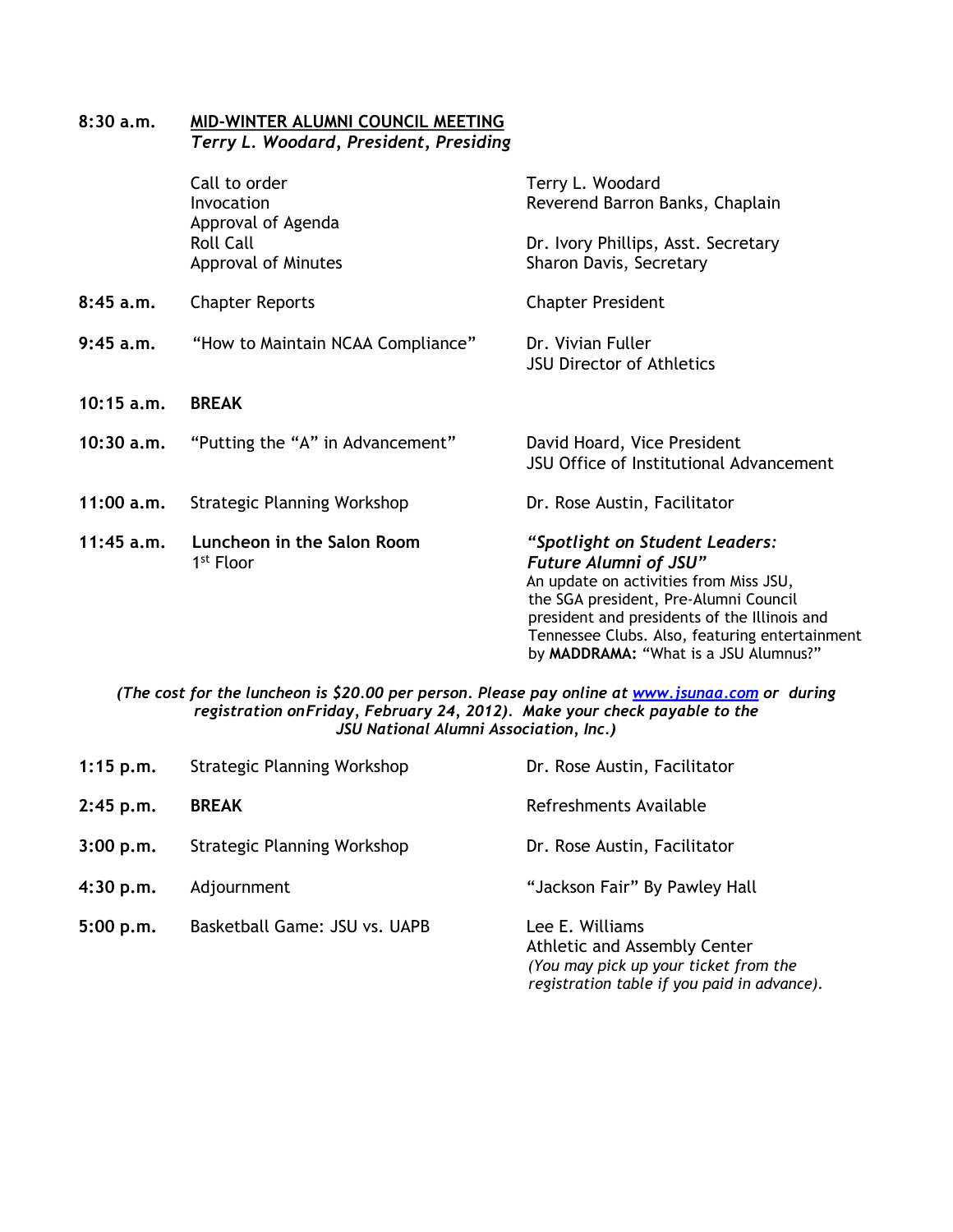| | | |
|---|---|---|
| **8:30 a.m.** | **MID-WINTER ALUMNI COUNCIL MEETING**<br>***Terry L. Woodard, President, Presiding*** | |
| | Call to order | Terry L. Woodard |
| | Invocation | Reverend Barron Banks, Chaplain |
| | Approval of Agenda | |
| | Roll Call | Dr. Ivory Phillips, Asst. Secretary |
| | Approval of Minutes | Sharon Davis, Secretary |
| **8:45 a.m.** | Chapter Reports | Chapter President |
| **9:45 a.m.** | "How to Maintain NCAA Compliance" | Dr. Vivian Fuller<br>JSU Director of Athletics |
| **10:15 a.m.** | **BREAK** | |
| **10:30 a.m.** | "Putting the "A" in Advancement" | David Hoard, Vice President<br>JSU Office of Institutional Advancement |
| **11:00 a.m.** | Strategic Planning Workshop | Dr. Rose Austin, Facilitator |
| **11:45 a.m.** | **Luncheon in the Salon Room**<br>1st Floor | ***"Spotlight on Student Leaders: Future Alumni of JSU"***<br>An update on activities from Miss JSU, the SGA president, Pre-Alumni Council president and presidents of the Illinois and Tennessee Clubs. Also, featuring entertainment by **MADDRAMA:** "What is a JSU Alumnus?" |

*(The cost for the luncheon is $20.00 per person. Please pay online at [www.jsunaa.com](http://www.jsunaa.com) or during registration onFriday, February 24, 2012). Make your check payable to the JSU National Alumni Association, Inc.)*

| | | |
|---|---|---|
| **1:15 p.m.** | Strategic Planning Workshop | Dr. Rose Austin, Facilitator |
| **2:45 p.m.** | **BREAK** | Refreshments Available |
| **3:00 p.m.** | Strategic Planning Workshop | Dr. Rose Austin, Facilitator |
| **4:30 p.m.** | Adjournment | "Jackson Fair" By Pawley Hall |
| **5:00 p.m.** | Basketball Game: JSU vs. UAPB | Lee E. Williams<br>Athletic and Assembly Center<br>*(You may pick up your ticket from the registration table if you paid in advance).* |